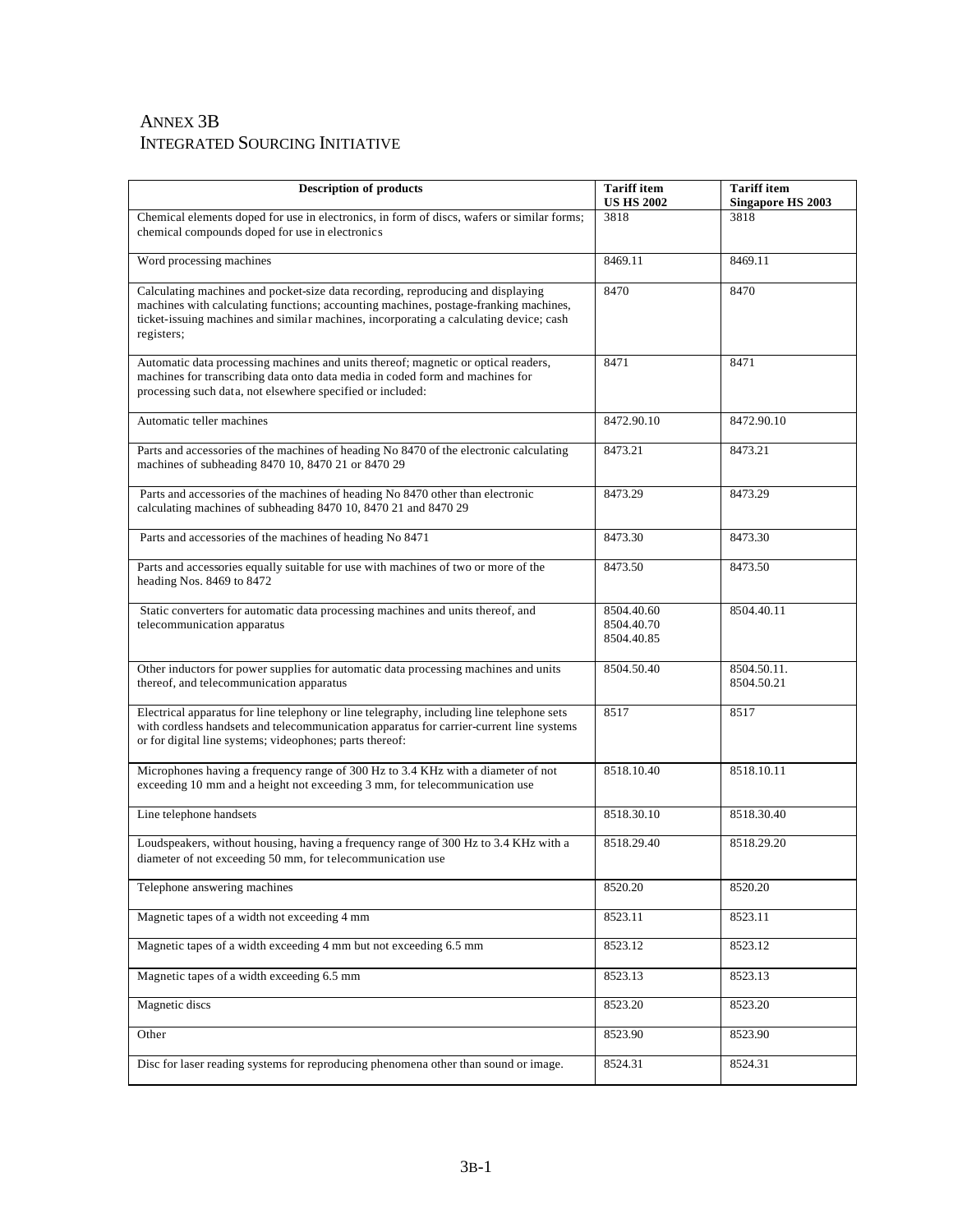# ANNEX 3B
## INTEGRATED SOURCING INITIATIVE

| Description of products | Tariff item US HS 2002 | Tariff item Singapore HS 2003 |
|---|---|---|
| Chemical elements doped for use in electronics, in form of discs, wafers or similar forms; chemical compounds doped for use in electronics | 3818 | 3818 |
| Word processing machines | 8469.11 | 8469.11 |
| Calculating machines and pocket-size data recording, reproducing and displaying machines with calculating functions; accounting machines, postage-franking machines, ticket-issuing machines and similar machines, incorporating a calculating device; cash registers; | 8470 | 8470 |
| Automatic data processing machines and units thereof; magnetic or optical readers, machines for transcribing data onto data media in coded form and machines for processing such data, not elsewhere specified or included: | 8471 | 8471 |
| Automatic teller machines | 8472.90.10 | 8472.90.10 |
| Parts and accessories of the machines of heading No 8470 of the electronic calculating machines of subheading 8470 10, 8470 21 or 8470 29 | 8473.21 | 8473.21 |
| Parts and accessories of the machines of heading No 8470 other than electronic calculating machines of subheading 8470 10, 8470 21 and 8470 29 | 8473.29 | 8473.29 |
| Parts and accessories of the machines of heading No 8471 | 8473.30 | 8473.30 |
| Parts and accessories equally suitable for use with machines of two or more of the heading Nos. 8469 to 8472 | 8473.50 | 8473.50 |
| Static converters for automatic data processing machines and units thereof, and telecommunication apparatus | 8504.40.60<br>8504.40.70<br>8504.40.85 | 8504.40.11 |
| Other inductors for power supplies for automatic data processing machines and units thereof, and telecommunication apparatus | 8504.50.40 | 8504.50.11.<br>8504.50.21 |
| Electrical apparatus for line telephony or line telegraphy, including line telephone sets with cordless handsets and telecommunication apparatus for carrier-current line systems or for digital line systems; videophones; parts thereof: | 8517 | 8517 |
| Microphones having a frequency range of 300 Hz to 3.4 KHz with a diameter of not exceeding 10 mm and a height not exceeding 3 mm, for telecommunication use | 8518.10.40 | 8518.10.11 |
| Line telephone handsets | 8518.30.10 | 8518.30.40 |
| Loudspeakers, without housing, having a frequency range of 300 Hz to 3.4 KHz with a diameter of not exceeding 50 mm, for telecommunication use | 8518.29.40 | 8518.29.20 |
| Telephone answering machines | 8520.20 | 8520.20 |
| Magnetic tapes of a width not exceeding 4 mm | 8523.11 | 8523.11 |
| Magnetic tapes of a width exceeding 4 mm but not exceeding 6.5 mm | 8523.12 | 8523.12 |
| Magnetic tapes of a width exceeding 6.5 mm | 8523.13 | 8523.13 |
| Magnetic discs | 8523.20 | 8523.20 |
| Other | 8523.90 | 8523.90 |
| Disc for laser reading systems for reproducing phenomena other than sound or image. | 8524.31 | 8524.31 |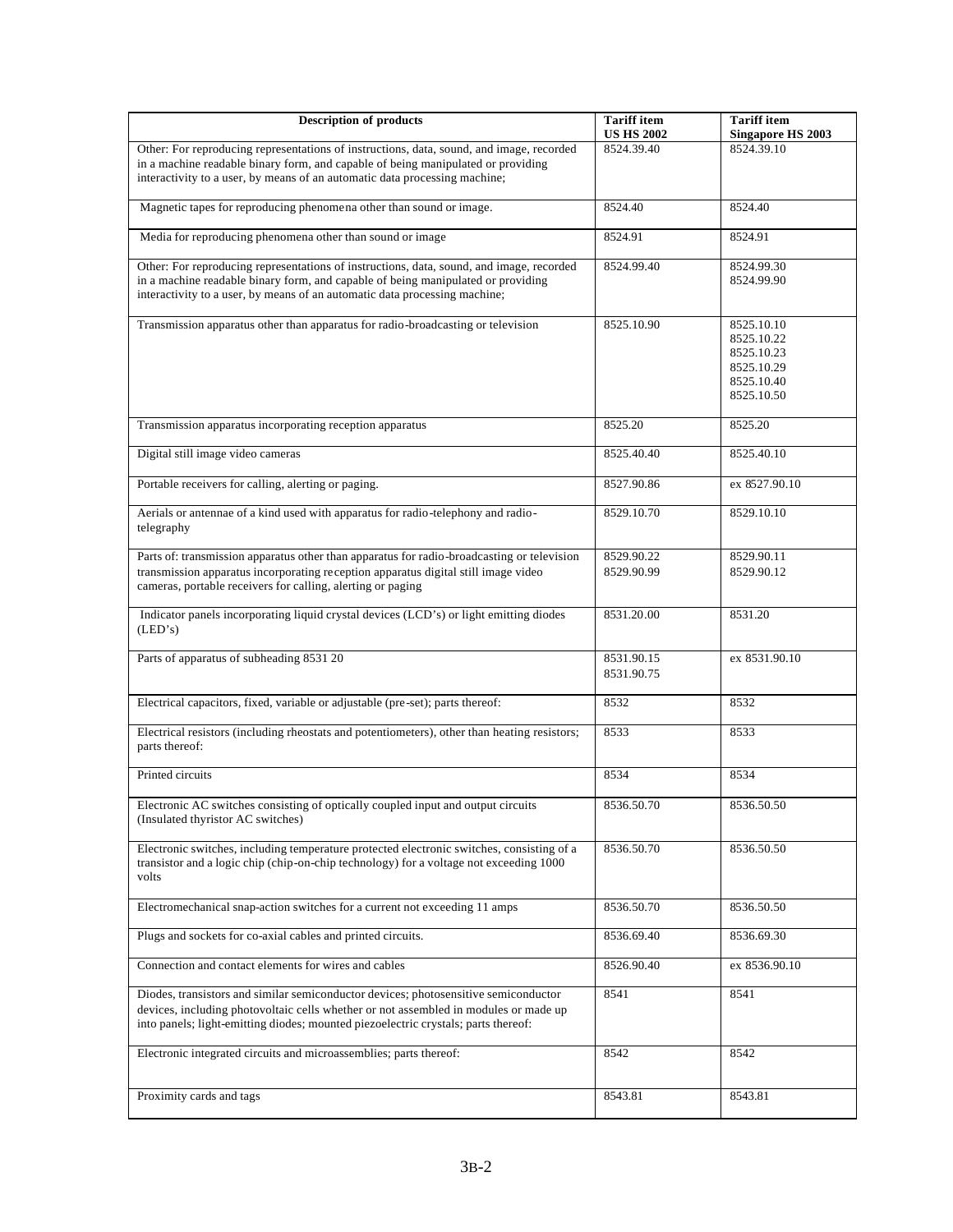| Description of products | Tariff item US HS 2002 | Tariff item Singapore HS 2003 |
|---|---|---|
| Other: For reproducing representations of instructions, data, sound, and image, recorded in a machine readable binary form, and capable of being manipulated or providing interactivity to a user, by means of an automatic data processing machine; | 8524.39.40 | 8524.39.10 |
| Magnetic tapes for reproducing phenomena other than sound or image. | 8524.40 | 8524.40 |
| Media for reproducing phenomena other than sound or image | 8524.91 | 8524.91 |
| Other: For reproducing representations of instructions, data, sound, and image, recorded in a machine readable binary form, and capable of being manipulated or providing interactivity to a user, by means of an automatic data processing machine; | 8524.99.40 | 8524.99.30<br>8524.99.90 |
| Transmission apparatus other than apparatus for radio-broadcasting or television | 8525.10.90 | 8525.10.10<br>8525.10.22<br>8525.10.23<br>8525.10.29<br>8525.10.40<br>8525.10.50 |
| Transmission apparatus incorporating reception apparatus | 8525.20 | 8525.20 |
| Digital still image video cameras | 8525.40.40 | 8525.40.10 |
| Portable receivers for calling, alerting or paging. | 8527.90.86 | ex 8527.90.10 |
| Aerials or antennae of a kind used with apparatus for radio-telephony and radio-telegraphy | 8529.10.70 | 8529.10.10 |
| Parts of: transmission apparatus other than apparatus for radio-broadcasting or television transmission apparatus incorporating reception apparatus digital still image video cameras, portable receivers for calling, alerting or paging | 8529.90.22<br>8529.90.99 | 8529.90.11<br>8529.90.12 |
| Indicator panels incorporating liquid crystal devices (LCD's) or light emitting diodes (LED's) | 8531.20.00 | 8531.20 |
| Parts of apparatus of subheading 8531 20 | 8531.90.15<br>8531.90.75 | ex 8531.90.10 |
| Electrical capacitors, fixed, variable or adjustable (pre-set); parts thereof: | 8532 | 8532 |
| Electrical resistors (including rheostats and potentiometers), other than heating resistors; parts thereof: | 8533 | 8533 |
| Printed circuits | 8534 | 8534 |
| Electronic AC switches consisting of optically coupled input and output circuits (Insulated thyristor AC switches) | 8536.50.70 | 8536.50.50 |
| Electronic switches, including temperature protected electronic switches, consisting of a transistor and a logic chip (chip-on-chip technology) for a voltage not exceeding 1000 volts | 8536.50.70 | 8536.50.50 |
| Electromechanical snap-action switches for a current not exceeding 11 amps | 8536.50.70 | 8536.50.50 |
| Plugs and sockets for co-axial cables and printed circuits. | 8536.69.40 | 8536.69.30 |
| Connection and contact elements for wires and cables | 8526.90.40 | ex 8536.90.10 |
| Diodes, transistors and similar semiconductor devices; photosensitive semiconductor devices, including photovoltaic cells whether or not assembled in modules or made up into panels; light-emitting diodes; mounted piezoelectric crystals; parts thereof: | 8541 | 8541 |
| Electronic integrated circuits and microassemblies; parts thereof: | 8542 | 8542 |
| Proximity cards and tags | 8543.81 | 8543.81 |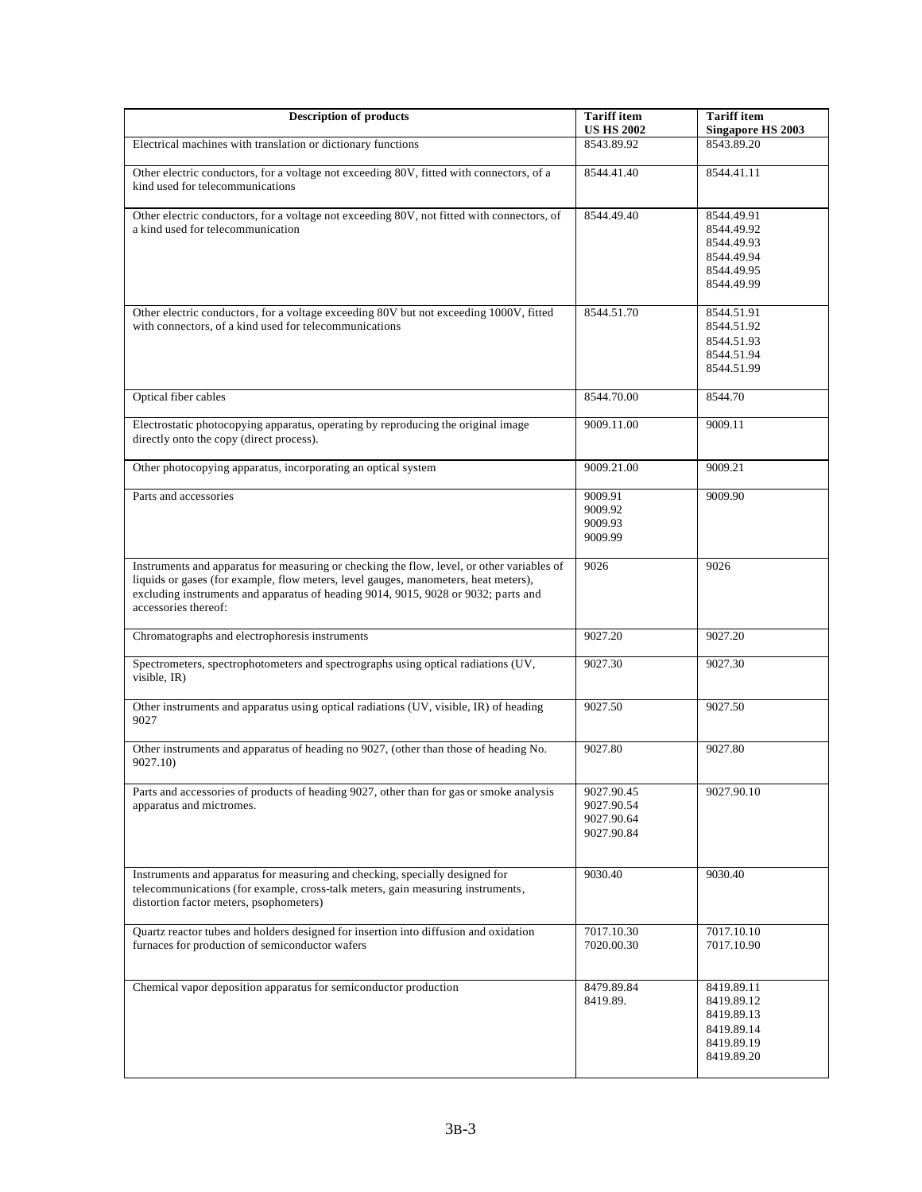| Description of products | Tariff item US HS 2002 | Tariff item Singapore HS 2003 |
|---|---|---|
| Electrical machines with translation or dictionary functions | 8543.89.92 | 8543.89.20 |
| Other electric conductors, for a voltage not exceeding 80V, fitted with connectors, of a kind used for telecommunications | 8544.41.40 | 8544.41.11 |
| Other electric conductors, for a voltage not exceeding 80V, not fitted with connectors, of a kind used for telecommunication | 8544.49.40 | 8544.49.91<br>8544.49.92<br>8544.49.93<br>8544.49.94<br>8544.49.95<br>8544.49.99 |
| Other electric conductors, for a voltage exceeding 80V but not exceeding 1000V, fitted with connectors, of a kind used for telecommunications | 8544.51.70 | 8544.51.91<br>8544.51.92<br>8544.51.93<br>8544.51.94<br>8544.51.99 |
| Optical fiber cables | 8544.70.00 | 8544.70 |
| Electrostatic photocopying apparatus, operating by reproducing the original image directly onto the copy (direct process). | 9009.11.00 | 9009.11 |
| Other photocopying apparatus, incorporating an optical system | 9009.21.00 | 9009.21 |
| Parts and accessories | 9009.91<br>9009.92<br>9009.93<br>9009.99 | 9009.90 |
| Instruments and apparatus for measuring or checking the flow, level, or other variables of liquids or gases (for example, flow meters, level gauges, manometers, heat meters), excluding instruments and apparatus of heading 9014, 9015, 9028 or 9032; parts and accessories thereof: | 9026 | 9026 |
| Chromatographs and electrophoresis instruments | 9027.20 | 9027.20 |
| Spectrometers, spectrophotometers and spectrographs using optical radiations (UV, visible, IR) | 9027.30 | 9027.30 |
| Other instruments and apparatus using optical radiations (UV, visible, IR) of heading 9027 | 9027.50 | 9027.50 |
| Other instruments and apparatus of heading no 9027, (other than those of heading No. 9027.10) | 9027.80 | 9027.80 |
| Parts and accessories of products of heading 9027, other than for gas or smoke analysis apparatus and mictromes. | 9027.90.45<br>9027.90.54<br>9027.90.64<br>9027.90.84 | 9027.90.10 |
| Instruments and apparatus for measuring and checking, specially designed for telecommunications (for example, cross-talk meters, gain measuring instruments, distortion factor meters, psophometers) | 9030.40 | 9030.40 |
| Quartz reactor tubes and holders designed for insertion into diffusion and oxidation furnaces for production of semiconductor wafers | 7017.10.30<br>7020.00.30 | 7017.10.10<br>7017.10.90 |
| Chemical vapor deposition apparatus for semiconductor production | 8479.89.84<br>8419.89. | 8419.89.11<br>8419.89.12<br>8419.89.13<br>8419.89.14<br>8419.89.19<br>8419.89.20 |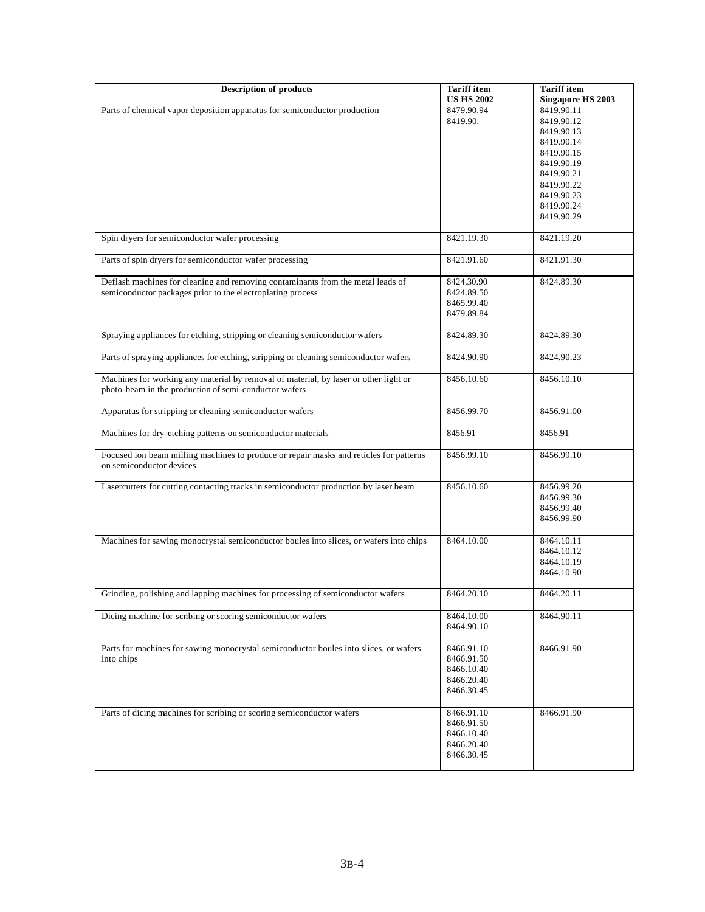| Description of products | Tariff item US HS 2002 | Tariff item Singapore HS 2003 |
|---|---|---|
| Parts of chemical vapor deposition apparatus for semiconductor production | 8479.90.94<br>8419.90. | 8419.90.11<br>8419.90.12<br>8419.90.13<br>8419.90.14<br>8419.90.15<br>8419.90.19<br>8419.90.21<br>8419.90.22<br>8419.90.23<br>8419.90.24<br>8419.90.29 |
| Spin dryers for semiconductor wafer processing | 8421.19.30 | 8421.19.20 |
| Parts of spin dryers for semiconductor wafer processing | 8421.91.60 | 8421.91.30 |
| Deflash machines for cleaning and removing contaminants from the metal leads of semiconductor packages prior to the electroplating process | 8424.30.90<br>8424.89.50<br>8465.99.40<br>8479.89.84 | 8424.89.30 |
| Spraying appliances for etching, stripping or cleaning semiconductor wafers | 8424.89.30 | 8424.89.30 |
| Parts of spraying appliances for etching, stripping or cleaning semiconductor wafers | 8424.90.90 | 8424.90.23 |
| Machines for working any material by removal of material, by laser or other light or photo-beam in the production of semi-conductor wafers | 8456.10.60 | 8456.10.10 |
| Apparatus for stripping or cleaning semiconductor wafers | 8456.99.70 | 8456.91.00 |
| Machines for dry-etching patterns on semiconductor materials | 8456.91 | 8456.91 |
| Focused ion beam milling machines to produce or repair masks and reticles for patterns on semiconductor devices | 8456.99.10 | 8456.99.10 |
| Lasercutters for cutting contacting tracks in semiconductor production by laser beam | 8456.10.60 | 8456.99.20<br>8456.99.30<br>8456.99.40<br>8456.99.90 |
| Machines for sawing monocrystal semiconductor boules into slices, or wafers into chips | 8464.10.00 | 8464.10.11<br>8464.10.12<br>8464.10.19<br>8464.10.90 |
| Grinding, polishing and lapping machines for processing of semiconductor wafers | 8464.20.10 | 8464.20.11 |
| Dicing machine for scribing or scoring semiconductor wafers | 8464.10.00<br>8464.90.10 | 8464.90.11 |
| Parts for machines for sawing monocrystal semiconductor boules into slices, or wafers into chips | 8466.91.10<br>8466.91.50<br>8466.10.40<br>8466.20.40<br>8466.30.45 | 8466.91.90 |
| Parts of dicing machines for scribing or scoring semiconductor wafers | 8466.91.10<br>8466.91.50<br>8466.10.40<br>8466.20.40<br>8466.30.45 | 8466.91.90 |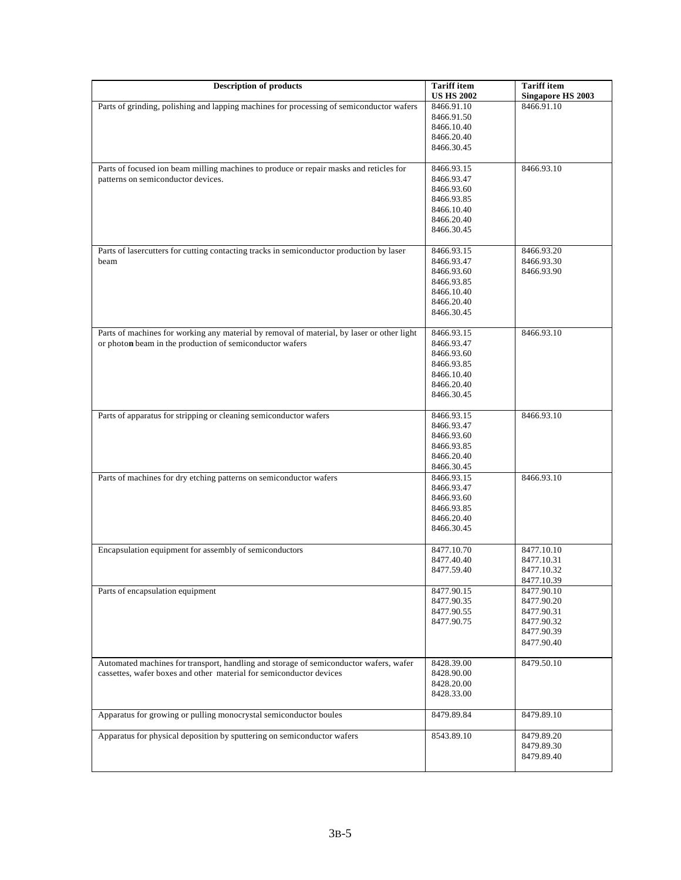| Description of products | Tariff item US HS 2002 | Tariff item Singapore HS 2003 |
|---|---|---|
| Parts of grinding, polishing and lapping machines for processing of semiconductor wafers | 8466.91.10<br>8466.91.50<br>8466.10.40<br>8466.20.40<br>8466.30.45 | 8466.91.10 |
| Parts of focused ion beam milling machines to produce or repair masks and reticles for patterns on semiconductor devices. | 8466.93.15<br>8466.93.47<br>8466.93.60<br>8466.93.85<br>8466.10.40<br>8466.20.40<br>8466.30.45 | 8466.93.10 |
| Parts of lasercutters for cutting contacting tracks in semiconductor production by laser beam | 8466.93.15<br>8466.93.47<br>8466.93.60<br>8466.93.85<br>8466.10.40<br>8466.20.40<br>8466.30.45 | 8466.93.20<br>8466.93.30<br>8466.93.90 |
| Parts of machines for working any material by removal of material, by laser or other light or photo**n** beam in the production of semiconductor wafers | 8466.93.15<br>8466.93.47<br>8466.93.60<br>8466.93.85<br>8466.10.40<br>8466.20.40<br>8466.30.45 | 8466.93.10 |
| Parts of apparatus for stripping or cleaning semiconductor wafers | 8466.93.15<br>8466.93.47<br>8466.93.60<br>8466.93.85<br>8466.20.40<br>8466.30.45 | 8466.93.10 |
| Parts of machines for dry etching patterns on semiconductor wafers | 8466.93.15<br>8466.93.47<br>8466.93.60<br>8466.93.85<br>8466.20.40<br>8466.30.45 | 8466.93.10 |
| Encapsulation equipment for assembly of semiconductors | 8477.10.70<br>8477.40.40<br>8477.59.40 | 8477.10.10<br>8477.10.31<br>8477.10.32<br>8477.10.39 |
| Parts of encapsulation equipment | 8477.90.15<br>8477.90.35<br>8477.90.55<br>8477.90.75 | 8477.90.10<br>8477.90.20<br>8477.90.31<br>8477.90.32<br>8477.90.39<br>8477.90.40 |
| Automated machines for transport, handling and storage of semiconductor wafers, wafer cassettes, wafer boxes and other material for semiconductor devices | 8428.39.00<br>8428.90.00<br>8428.20.00<br>8428.33.00 | 8479.50.10 |
| Apparatus for growing or pulling monocrystal semiconductor boules | 8479.89.84 | 8479.89.10 |
| Apparatus for physical deposition by sputtering on semiconductor wafers | 8543.89.10 | 8479.89.20<br>8479.89.30<br>8479.89.40 |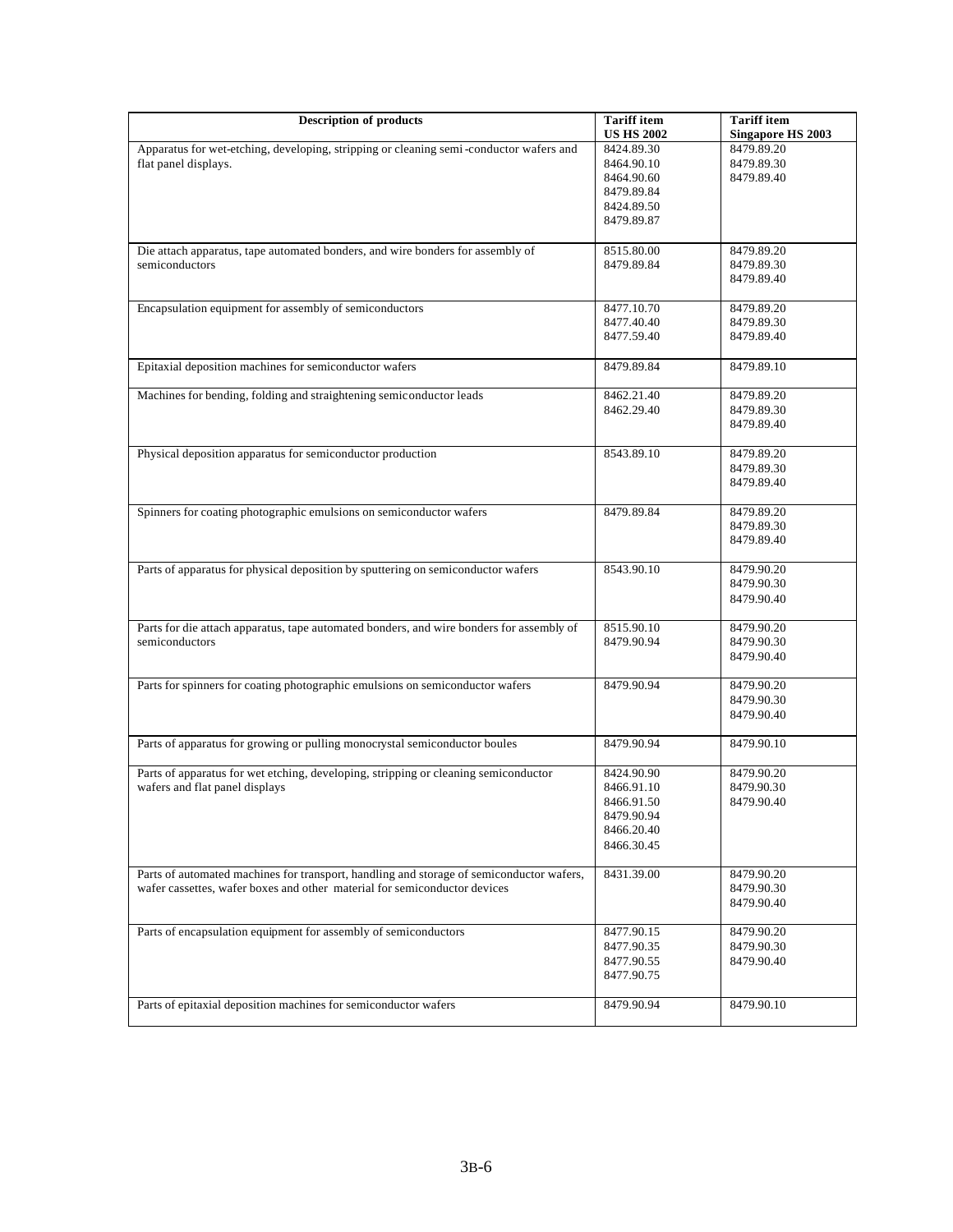| Description of products | Tariff item US HS 2002 | Tariff item Singapore HS 2003 |
|---|---|---|
| Apparatus for wet-etching, developing, stripping or cleaning semi-conductor wafers and flat panel displays. | 8424.89.30<br>8464.90.10<br>8464.90.60<br>8479.89.84<br>8424.89.50<br>8479.89.87 | 8479.89.20<br>8479.89.30<br>8479.89.40 |
| Die attach apparatus, tape automated bonders, and wire bonders for assembly of semiconductors | 8515.80.00<br>8479.89.84 | 8479.89.20<br>8479.89.30<br>8479.89.40 |
| Encapsulation equipment for assembly of semiconductors | 8477.10.70<br>8477.40.40<br>8477.59.40 | 8479.89.20<br>8479.89.30<br>8479.89.40 |
| Epitaxial deposition machines for semiconductor wafers | 8479.89.84 | 8479.89.10 |
| Machines for bending, folding and straightening semiconductor leads | 8462.21.40<br>8462.29.40 | 8479.89.20<br>8479.89.30<br>8479.89.40 |
| Physical deposition apparatus for semiconductor production | 8543.89.10 | 8479.89.20<br>8479.89.30<br>8479.89.40 |
| Spinners for coating photographic emulsions on semiconductor wafers | 8479.89.84 | 8479.89.20<br>8479.89.30<br>8479.89.40 |
| Parts of apparatus for physical deposition by sputtering on semiconductor wafers | 8543.90.10 | 8479.90.20<br>8479.90.30<br>8479.90.40 |
| Parts for die attach apparatus, tape automated bonders, and wire bonders for assembly of semiconductors | 8515.90.10<br>8479.90.94 | 8479.90.20<br>8479.90.30<br>8479.90.40 |
| Parts for spinners for coating photographic emulsions on semiconductor wafers | 8479.90.94 | 8479.90.20<br>8479.90.30<br>8479.90.40 |
| Parts of apparatus for growing or pulling monocrystal semiconductor boules | 8479.90.94 | 8479.90.10 |
| Parts of apparatus for wet etching, developing, stripping or cleaning semiconductor wafers and flat panel displays | 8424.90.90<br>8466.91.10<br>8466.91.50<br>8479.90.94<br>8466.20.40<br>8466.30.45 | 8479.90.20<br>8479.90.30<br>8479.90.40 |
| Parts of automated machines for transport, handling and storage of semiconductor wafers, wafer cassettes, wafer boxes and other material for semiconductor devices | 8431.39.00 | 8479.90.20<br>8479.90.30<br>8479.90.40 |
| Parts of encapsulation equipment for assembly of semiconductors | 8477.90.15<br>8477.90.35<br>8477.90.55<br>8477.90.75 | 8479.90.20<br>8479.90.30<br>8479.90.40 |
| Parts of epitaxial deposition machines for semiconductor wafers | 8479.90.94 | 8479.90.10 |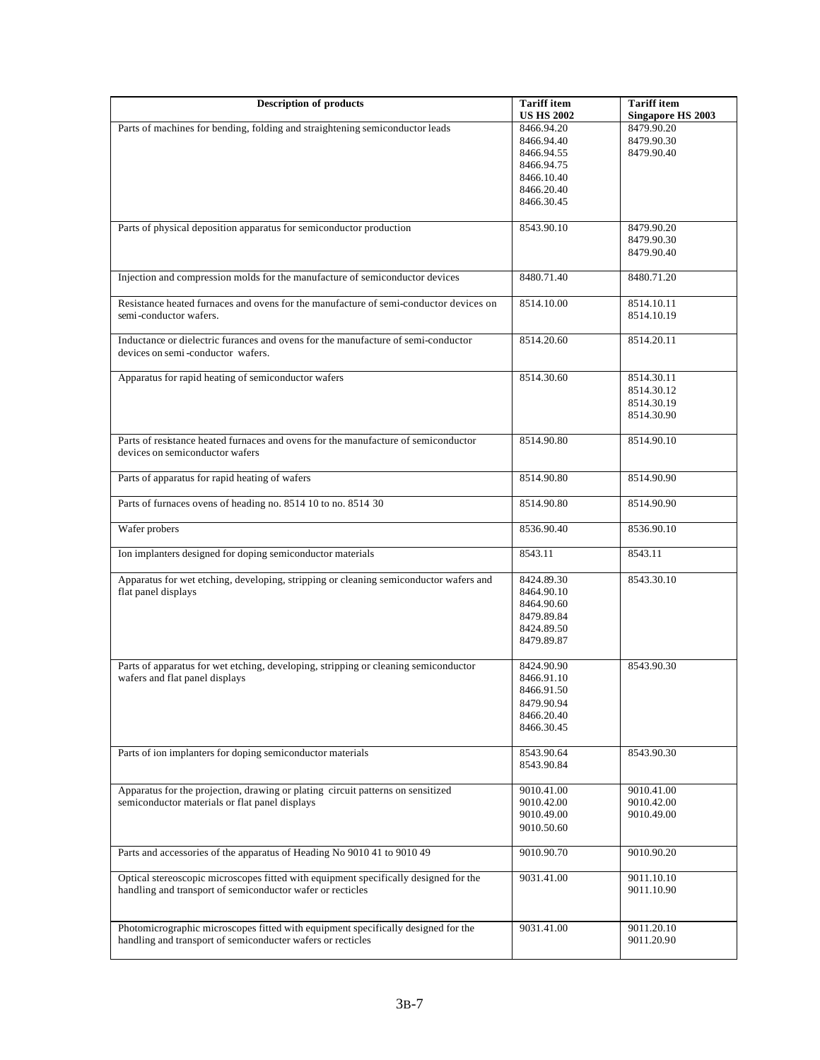| Description of products | Tariff item US HS 2002 | Tariff item Singapore HS 2003 |
|---|---|---|
| Parts of machines for bending, folding and straightening semiconductor leads | 8466.94.20<br>8466.94.40<br>8466.94.55<br>8466.94.75<br>8466.10.40<br>8466.20.40<br>8466.30.45 | 8479.90.20<br>8479.90.30<br>8479.90.40 |
| Parts of physical deposition apparatus for semiconductor production | 8543.90.10 | 8479.90.20<br>8479.90.30<br>8479.90.40 |
| Injection and compression molds for the manufacture of semiconductor devices | 8480.71.40 | 8480.71.20 |
| Resistance heated furnaces and ovens for the manufacture of semi-conductor devices on semi-conductor wafers. | 8514.10.00 | 8514.10.11<br>8514.10.19 |
| Inductance or dielectric furances and ovens for the manufacture of semi-conductor devices on semi-conductor wafers. | 8514.20.60 | 8514.20.11 |
| Apparatus for rapid heating of semiconductor wafers | 8514.30.60 | 8514.30.11<br>8514.30.12<br>8514.30.19<br>8514.30.90 |
| Parts of resistance heated furnaces and ovens for the manufacture of semiconductor devices on semiconductor wafers | 8514.90.80 | 8514.90.10 |
| Parts of apparatus for rapid heating of wafers | 8514.90.80 | 8514.90.90 |
| Parts of furnaces ovens of heading no. 8514 10 to no. 8514 30 | 8514.90.80 | 8514.90.90 |
| Wafer probers | 8536.90.40 | 8536.90.10 |
| Ion implanters designed for doping semiconductor materials | 8543.11 | 8543.11 |
| Apparatus for wet etching, developing, stripping or cleaning semiconductor wafers and flat panel displays | 8424.89.30<br>8464.90.10<br>8464.90.60<br>8479.89.84<br>8424.89.50<br>8479.89.87 | 8543.30.10 |
| Parts of apparatus for wet etching, developing, stripping or cleaning semiconductor wafers and flat panel displays | 8424.90.90<br>8466.91.10<br>8466.91.50<br>8479.90.94<br>8466.20.40<br>8466.30.45 | 8543.90.30 |
| Parts of ion implanters for doping semiconductor materials | 8543.90.64<br>8543.90.84 | 8543.90.30 |
| Apparatus for the projection, drawing or plating circuit patterns on sensitized semiconductor materials or flat panel displays | 9010.41.00<br>9010.42.00<br>9010.49.00<br>9010.50.60 | 9010.41.00<br>9010.42.00<br>9010.49.00 |
| Parts and accessories of the apparatus of Heading No 9010 41 to 9010 49 | 9010.90.70 | 9010.90.20 |
| Optical stereoscopic microscopes fitted with equipment specifically designed for the handling and transport of semiconductor wafer or recticles | 9031.41.00 | 9011.10.10<br>9011.10.90 |
| Photomicrographic microscopes fitted with equipment specifically designed for the handling and transport of semiconducter wafers or recticles | 9031.41.00 | 9011.20.10<br>9011.20.90 |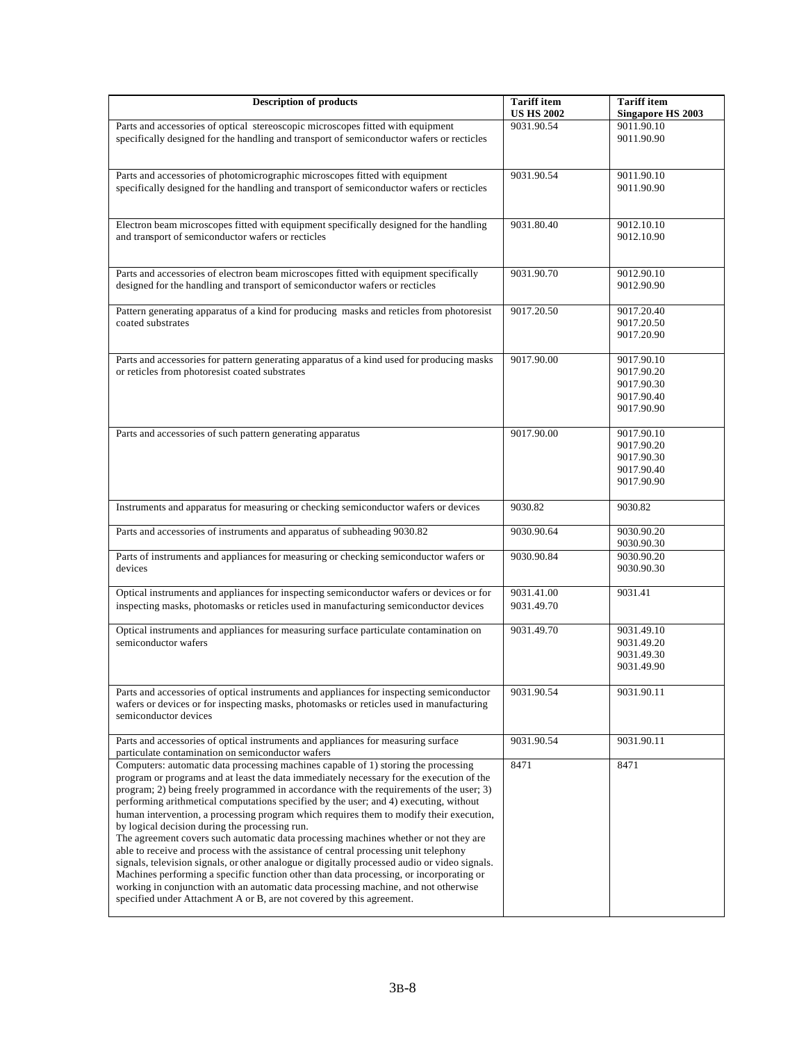| Description of products | Tariff item US HS 2002 | Tariff item Singapore HS 2003 |
|---|---|---|
| Parts and accessories of optical stereoscopic microscopes fitted with equipment specifically designed for the handling and transport of semiconductor wafers or recticles | 9031.90.54 | 9011.90.10<br>9011.90.90 |
| Parts and accessories of photomicrographic microscopes fitted with equipment specifically designed for the handling and transport of semiconductor wafers or recticles | 9031.90.54 | 9011.90.10<br>9011.90.90 |
| Electron beam microscopes fitted with equipment specifically designed for the handling and transport of semiconductor wafers or recticles | 9031.80.40 | 9012.10.10<br>9012.10.90 |
| Parts and accessories of electron beam microscopes fitted with equipment specifically designed for the handling and transport of semiconductor wafers or recticles | 9031.90.70 | 9012.90.10<br>9012.90.90 |
| Pattern generating apparatus of a kind for producing masks and reticles from photoresist coated substrates | 9017.20.50 | 9017.20.40<br>9017.20.50<br>9017.20.90 |
| Parts and accessories for pattern generating apparatus of a kind used for producing masks or reticles from photoresist coated substrates | 9017.90.00 | 9017.90.10<br>9017.90.20<br>9017.90.30<br>9017.90.40<br>9017.90.90 |
| Parts and accessories of such pattern generating apparatus | 9017.90.00 | 9017.90.10<br>9017.90.20<br>9017.90.30<br>9017.90.40<br>9017.90.90 |
| Instruments and apparatus for measuring or checking semiconductor wafers or devices | 9030.82 | 9030.82 |
| Parts and accessories of instruments and apparatus of subheading 9030.82 | 9030.90.64 | 9030.90.20<br>9030.90.30 |
| Parts of instruments and appliances for measuring or checking semiconductor wafers or devices | 9030.90.84 | 9030.90.20<br>9030.90.30 |
| Optical instruments and appliances for inspecting semiconductor wafers or devices or for inspecting masks, photomasks or reticles used in manufacturing semiconductor devices | 9031.41.00<br>9031.49.70 | 9031.41 |
| Optical instruments and appliances for measuring surface particulate contamination on semiconductor wafers | 9031.49.70 | 9031.49.10<br>9031.49.20<br>9031.49.30<br>9031.49.90 |
| Parts and accessories of optical instruments and appliances for inspecting semiconductor wafers or devices or for inspecting masks, photomasks or reticles used in manufacturing semiconductor devices | 9031.90.54 | 9031.90.11 |
| Parts and accessories of optical instruments and appliances for measuring surface particulate contamination on semiconductor wafers | 9031.90.54 | 9031.90.11 |
| Computers: automatic data processing machines capable of 1) storing the processing program or programs and at least the data immediately necessary for the execution of the program; 2) being freely programmed in accordance with the requirements of the user; 3) performing arithmetical computations specified by the user; and 4) executing, without human intervention, a processing program which requires them to modify their execution, by logical decision during the processing run.<br>The agreement covers such automatic data processing machines whether or not they are able to receive and process with the assistance of central processing unit telephony signals, television signals, or other analogue or digitally processed audio or video signals. Machines performing a specific function other than data processing, or incorporating or working in conjunction with an automatic data processing machine, and not otherwise specified under Attachment A or B, are not covered by this agreement. | 8471 | 8471 |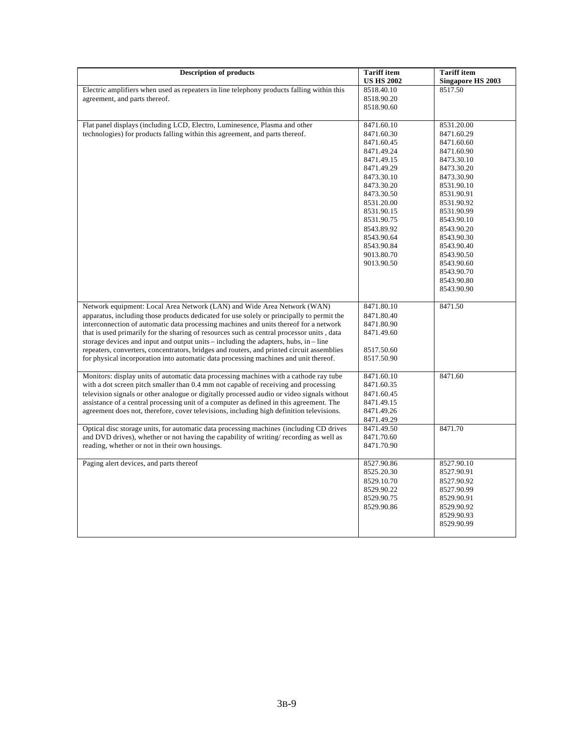| Description of products | Tariff item US HS 2002 | Tariff item Singapore HS 2003 |
|---|---|---|
| Electric amplifiers when used as repeaters in line telephony products falling within this agreement, and parts thereof. | 8518.40.10<br>8518.90.20<br>8518.90.60 | 8517.50 |
| Flat panel displays (including LCD, Electro, Luminesence, Plasma and other technologies) for products falling within this agreement, and parts thereof. | 8471.60.10<br>8471.60.30<br>8471.60.45<br>8471.49.24<br>8471.49.15<br>8471.49.29<br>8473.30.10<br>8473.30.20<br>8473.30.50<br>8531.20.00<br>8531.90.15<br>8531.90.75<br>8543.89.92<br>8543.90.64<br>8543.90.84<br>9013.80.70<br>9013.90.50 | 8531.20.00<br>8471.60.29<br>8471.60.60<br>8471.60.90<br>8473.30.10<br>8473.30.20<br>8473.30.90<br>8531.90.10<br>8531.90.91<br>8531.90.92<br>8531.90.99<br>8543.90.10<br>8543.90.20<br>8543.90.30<br>8543.90.40<br>8543.90.50<br>8543.90.60<br>8543.90.70<br>8543.90.80<br>8543.90.90 |
| Network equipment: Local Area Network (LAN) and Wide Area Network (WAN) apparatus, including those products dedicated for use solely or principally to permit the interconnection of automatic data processing machines and units thereof for a network that is used primarily for the sharing of resources such as central processor units , data storage devices and input and output units – including the adapters, hubs, in – line repeaters, converters, concentrators, bridges and routers, and printed circuit assemblies for physical incorporation into automatic data processing machines and unit thereof. | 8471.80.10<br>8471.80.40<br>8471.80.90<br>8471.49.60<br><br>8517.50.60<br>8517.50.90 | 8471.50 |
| Monitors: display units of automatic data processing machines with a cathode ray tube with a dot screen pitch smaller than 0.4 mm not capable of receiving and processing television signals or other analogue or digitally processed audio or video signals without assistance of a central processing unit of a computer as defined in this agreement. The agreement does not, therefore, cover televisions, including high definition televisions. | 8471.60.10<br>8471.60.35<br>8471.60.45<br>8471.49.15<br>8471.49.26<br>8471.49.29 | 8471.60 |
| Optical disc storage units, for automatic data processing machines (including CD drives and DVD drives), whether or not having the capability of writing/ recording as well as reading, whether or not in their own housings. | 8471.49.50<br>8471.70.60<br>8471.70.90 | 8471.70 |
| Paging alert devices, and parts thereof | 8527.90.86<br>8525.20.30<br>8529.10.70<br>8529.90.22<br>8529.90.75<br>8529.90.86 | 8527.90.10<br>8527.90.91<br>8527.90.92<br>8527.90.99<br>8529.90.91<br>8529.90.92<br>8529.90.93<br>8529.90.99 |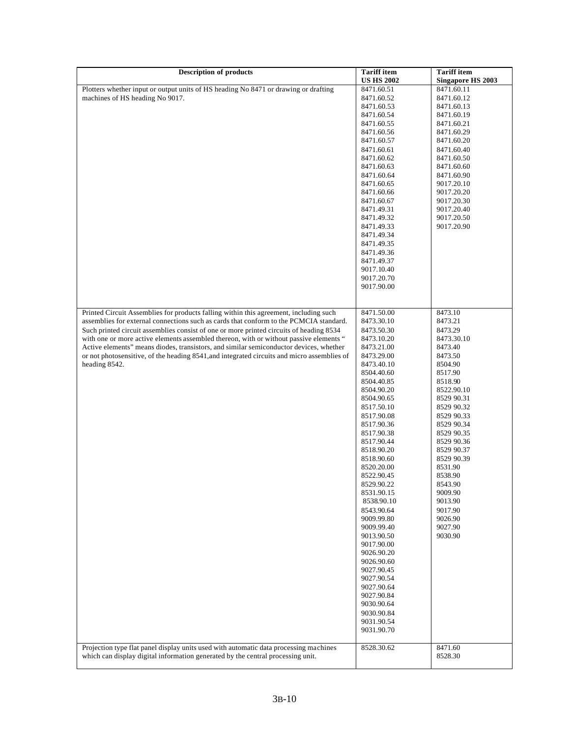| Description of products | Tariff item US HS 2002 | Tariff item Singapore HS 2003 |
|---|---|---|
| Plotters whether input or output units of HS heading No 8471 or drawing or drafting machines of HS heading No 9017. | 8471.60.51<br>8471.60.52<br>8471.60.53<br>8471.60.54<br>8471.60.55<br>8471.60.56<br>8471.60.57<br>8471.60.61<br>8471.60.62<br>8471.60.63<br>8471.60.64<br>8471.60.65<br>8471.60.66<br>8471.60.67<br>8471.49.31<br>8471.49.32<br>8471.49.33<br>8471.49.34<br>8471.49.35<br>8471.49.36<br>8471.49.37<br>9017.10.40<br>9017.20.70<br>9017.90.00 | 8471.60.11<br>8471.60.12<br>8471.60.13<br>8471.60.19<br>8471.60.21<br>8471.60.29<br>8471.60.20<br>8471.60.40<br>8471.60.50<br>8471.60.60<br>8471.60.90<br>9017.20.10<br>9017.20.20<br>9017.20.30<br>9017.20.40<br>9017.20.50<br>9017.20.90 |
| Printed Circuit Assemblies for products falling within this agreement, including such assemblies for external connections such as cards that conform to the PCMCIA standard. Such printed circuit assemblies consist of one or more printed circuits of heading 8534 with one or more active elements assembled thereon, with or without passive elements " Active elements" means diodes, transistors, and similar semiconductor devices, whether or not photosensitive, of the heading 8541,and integrated circuits and micro assemblies of heading 8542. | 8471.50.00<br>8473.30.10<br>8473.50.30<br>8473.10.20<br>8473.21.00<br>8473.29.00<br>8473.40.10<br>8504.40.60<br>8504.40.85<br>8504.90.20<br>8504.90.65<br>8517.50.10<br>8517.90.08<br>8517.90.36<br>8517.90.38<br>8517.90.44<br>8518.90.20<br>8518.90.60<br>8520.20.00<br>8522.90.45<br>8529.90.22<br>8531.90.15<br>8538.90.10<br>8543.90.64<br>9009.99.80<br>9009.99.40<br>9013.90.50<br>9017.90.00<br>9026.90.20<br>9026.90.60<br>9027.90.45<br>9027.90.54<br>9027.90.64<br>9027.90.84<br>9030.90.64<br>9030.90.84<br>9031.90.54<br>9031.90.70 | 8473.10<br>8473.21<br>8473.29<br>8473.30.10<br>8473.40<br>8473.50<br>8504.90<br>8517.90<br>8518.90<br>8522.90.10<br>8529 90.31<br>8529 90.32<br>8529 90.33<br>8529 90.34<br>8529 90.35<br>8529 90.36<br>8529 90.37<br>8529 90.39<br>8531.90<br>8538.90<br>8543.90<br>9009.90<br>9013.90<br>9017.90<br>9026.90<br>9027.90<br>9030.90 |
| Projection type flat panel display units used with automatic data processing machines which can display digital information generated by the central processing unit. | 8528.30.62 | 8471.60<br>8528.30 |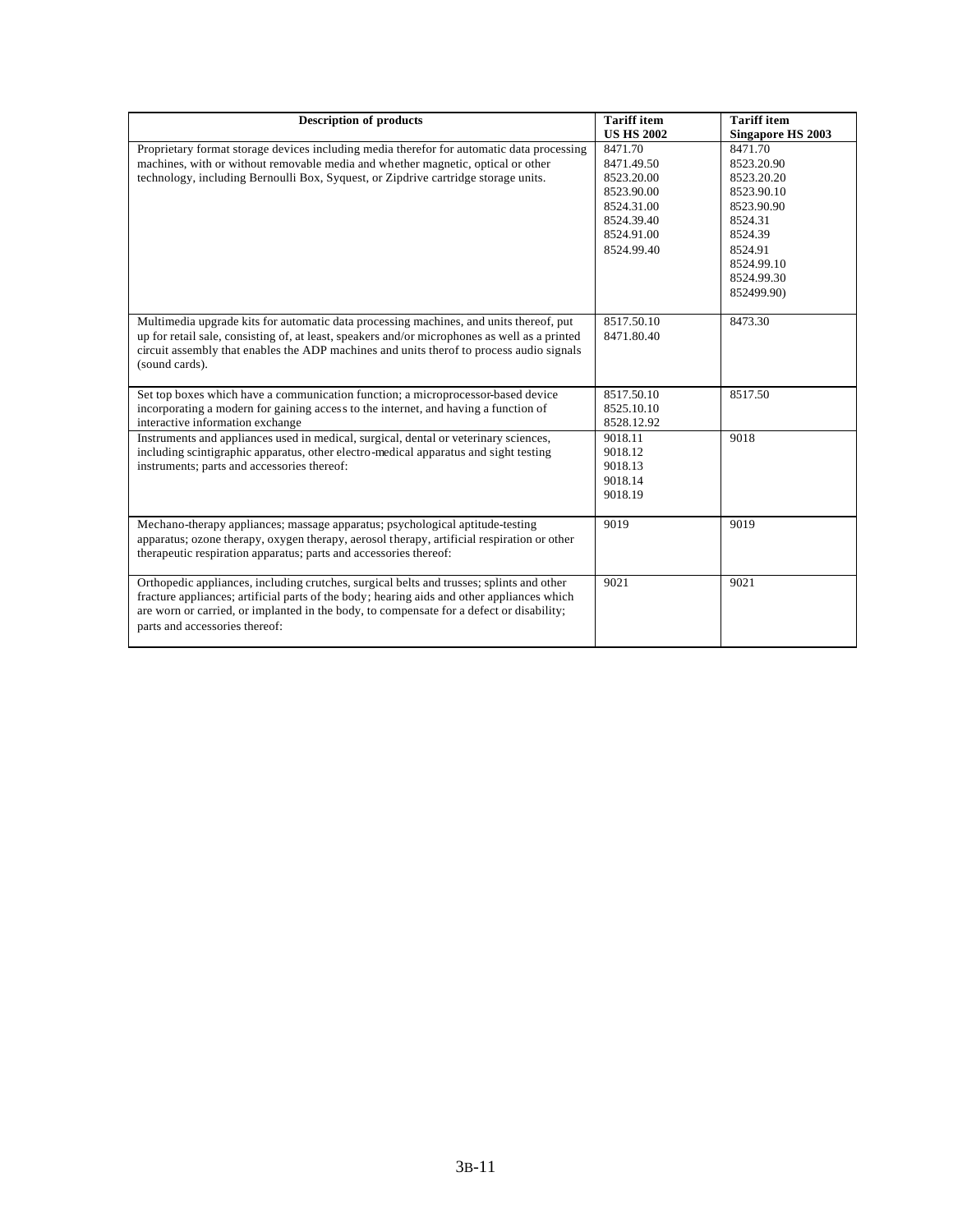| Description of products | Tariff item US HS 2002 | Tariff item Singapore HS 2003 |
|---|---|---|
| Proprietary format storage devices including media therefor for automatic data processing machines, with or without removable media and whether magnetic, optical or other technology, including Bernoulli Box, Syquest, or Zipdrive cartridge storage units. | 8471.70<br>8471.49.50<br>8523.20.00<br>8523.90.00<br>8524.31.00<br>8524.39.40<br>8524.91.00<br>8524.99.40 | 8471.70<br>8523.20.90<br>8523.20.20<br>8523.90.10<br>8523.90.90<br>8524.31<br>8524.39<br>8524.91<br>8524.99.10<br>8524.99.30<br>852499.90) |
| Multimedia upgrade kits for automatic data processing machines, and units thereof, put up for retail sale, consisting of, at least, speakers and/or microphones as well as a printed circuit assembly that enables the ADP machines and units therof to process audio signals (sound cards). | 8517.50.10<br>8471.80.40 | 8473.30 |
| Set top boxes which have a communication function; a microprocessor-based device incorporating a modern for gaining access to the internet, and having a function of interactive information exchange | 8517.50.10<br>8525.10.10<br>8528.12.92 | 8517.50 |
| Instruments and appliances used in medical, surgical, dental or veterinary sciences, including scintigraphic apparatus, other electro-medical apparatus and sight testing instruments; parts and accessories thereof: | 9018.11<br>9018.12<br>9018.13<br>9018.14<br>9018.19 | 9018 |
| Mechano-therapy appliances; massage apparatus; psychological aptitude-testing apparatus; ozone therapy, oxygen therapy, aerosol therapy, artificial respiration or other therapeutic respiration apparatus; parts and accessories thereof: | 9019 | 9019 |
| Orthopedic appliances, including crutches, surgical belts and trusses; splints and other fracture appliances; artificial parts of the body; hearing aids and other appliances which are worn or carried, or implanted in the body, to compensate for a defect or disability; parts and accessories thereof: | 9021 | 9021 |